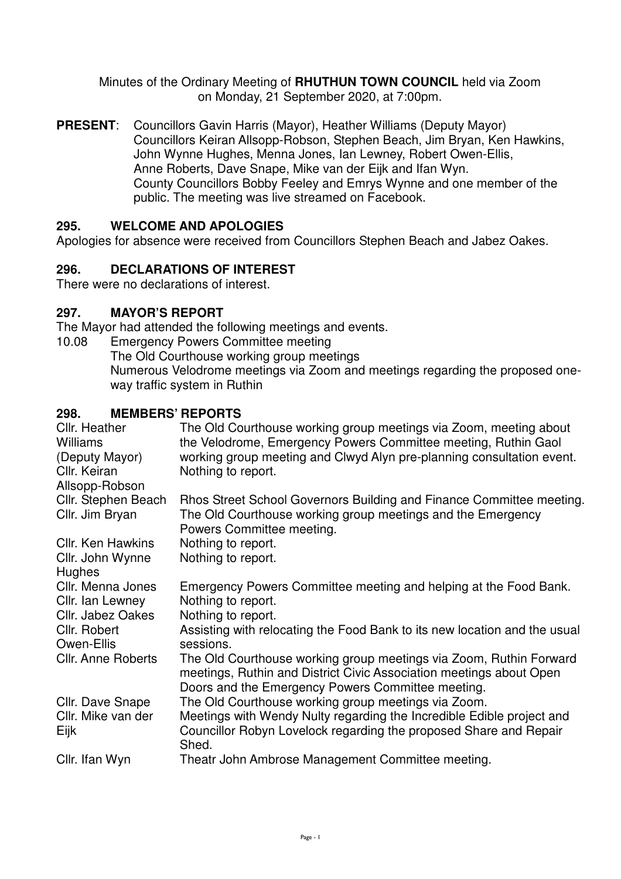Minutes of the Ordinary Meeting of **RHUTHUN TOWN COUNCIL** held via Zoom on Monday, 21 September 2020, at 7:00pm.

**PRESENT**: Councillors Gavin Harris (Mayor), Heather Williams (Deputy Mayor) Councillors Keiran Allsopp-Robson, Stephen Beach, Jim Bryan, Ken Hawkins, John Wynne Hughes, Menna Jones, Ian Lewney, Robert Owen-Ellis, Anne Roberts, Dave Snape, Mike van der Eijk and Ifan Wyn. County Councillors Bobby Feeley and Emrys Wynne and one member of the public. The meeting was live streamed on Facebook.

## 295. WELCOME AND APOLOGIES

Apologies for absence were received from Councillors Stephen Beach and Jabez Oakes.

## 296. DECLARATIONS OF INTEREST

There were no declarations of interest.

## 297. MAYOR'S REPORT

The Mayor had attended the following meetings and events.

| | |
|---|---|
| 10.08 | Emergency Powers Committee meeting |
| | The Old Courthouse working group meetings |
| | Numerous Velodrome meetings via Zoom and meetings regarding the proposed one-way traffic system in Ruthin |

## 298. MEMBERS' REPORTS

| | |
|---|---|
| Cllr. Heather Williams (Deputy Mayor) | The Old Courthouse working group meetings via Zoom, meeting about the Velodrome, Emergency Powers Committee meeting, Ruthin Gaol working group meeting and Clwyd Alyn pre-planning consultation event. |
| Cllr. Keiran Allsopp-Robson | Nothing to report. |
| Cllr. Stephen Beach | Rhos Street School Governors Building and Finance Committee meeting. |
| Cllr. Jim Bryan | The Old Courthouse working group meetings and the Emergency Powers Committee meeting. |
| Cllr. Ken Hawkins | Nothing to report. |
| Cllr. John Wynne Hughes | Nothing to report. |
| Cllr. Menna Jones | Emergency Powers Committee meeting and helping at the Food Bank. |
| Cllr. Ian Lewney | Nothing to report. |
| Cllr. Jabez Oakes | Nothing to report. |
| Cllr. Robert Owen-Ellis | Assisting with relocating the Food Bank to its new location and the usual sessions. |
| Cllr. Anne Roberts | The Old Courthouse working group meetings via Zoom, Ruthin Forward meetings, Ruthin and District Civic Association meetings about Open Doors and the Emergency Powers Committee meeting. |
| Cllr. Dave Snape | The Old Courthouse working group meetings via Zoom. |
| Cllr. Mike van der Eijk | Meetings with Wendy Nulty regarding the Incredible Edible project and Councillor Robyn Lovelock regarding the proposed Share and Repair Shed. |
| Cllr. Ifan Wyn | Theatr John Ambrose Management Committee meeting. |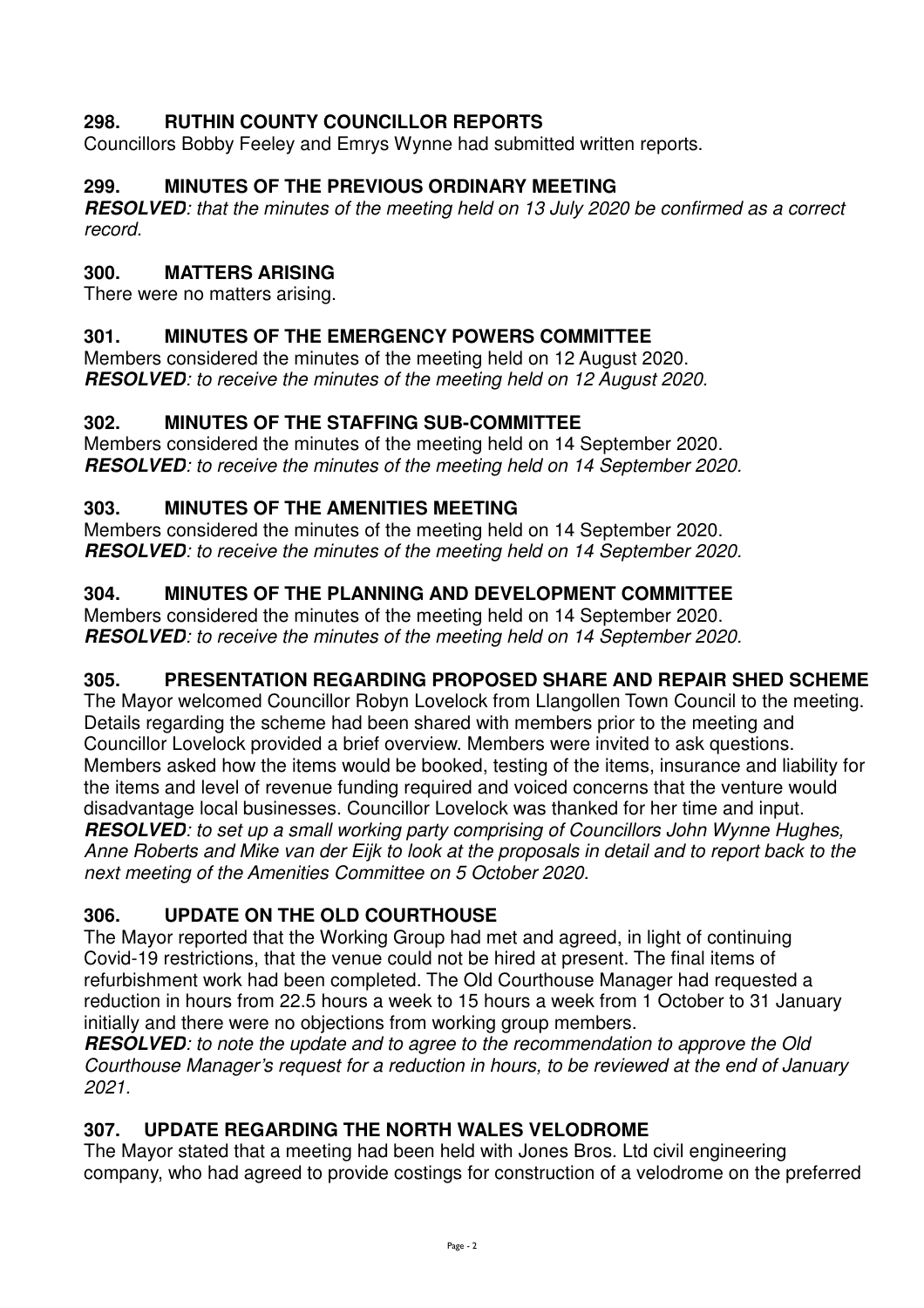## 298. RUTHIN COUNTY COUNCILLOR REPORTS

Councillors Bobby Feeley and Emrys Wynne had submitted written reports.

## 299. MINUTES OF THE PREVIOUS ORDINARY MEETING

***RESOLVED****: that the minutes of the meeting held on 13 July 2020 be confirmed as a correct record.*

## 300. MATTERS ARISING

There were no matters arising.

## 301. MINUTES OF THE EMERGENCY POWERS COMMITTEE

Members considered the minutes of the meeting held on 12 August 2020.
***RESOLVED****: to receive the minutes of the meeting held on 12 August 2020.*

## 302. MINUTES OF THE STAFFING SUB-COMMITTEE

Members considered the minutes of the meeting held on 14 September 2020.
***RESOLVED****: to receive the minutes of the meeting held on 14 September 2020.*

## 303. MINUTES OF THE AMENITIES MEETING

Members considered the minutes of the meeting held on 14 September 2020.
***RESOLVED****: to receive the minutes of the meeting held on 14 September 2020.*

## 304. MINUTES OF THE PLANNING AND DEVELOPMENT COMMITTEE

Members considered the minutes of the meeting held on 14 September 2020.
***RESOLVED****: to receive the minutes of the meeting held on 14 September 2020.*

## 305. PRESENTATION REGARDING PROPOSED SHARE AND REPAIR SHED SCHEME

The Mayor welcomed Councillor Robyn Lovelock from Llangollen Town Council to the meeting. Details regarding the scheme had been shared with members prior to the meeting and Councillor Lovelock provided a brief overview. Members were invited to ask questions. Members asked how the items would be booked, testing of the items, insurance and liability for the items and level of revenue funding required and voiced concerns that the venture would disadvantage local businesses. Councillor Lovelock was thanked for her time and input.
***RESOLVED****: to set up a small working party comprising of Councillors John Wynne Hughes, Anne Roberts and Mike van der Eijk to look at the proposals in detail and to report back to the next meeting of the Amenities Committee on 5 October 2020.*

## 306. UPDATE ON THE OLD COURTHOUSE

The Mayor reported that the Working Group had met and agreed, in light of continuing Covid-19 restrictions, that the venue could not be hired at present. The final items of refurbishment work had been completed. The Old Courthouse Manager had requested a reduction in hours from 22.5 hours a week to 15 hours a week from 1 October to 31 January initially and there were no objections from working group members.
***RESOLVED****: to note the update and to agree to the recommendation to approve the Old Courthouse Manager's request for a reduction in hours, to be reviewed at the end of January 2021.*

## 307. UPDATE REGARDING THE NORTH WALES VELODROME

The Mayor stated that a meeting had been held with Jones Bros. Ltd civil engineering company, who had agreed to provide costings for construction of a velodrome on the preferred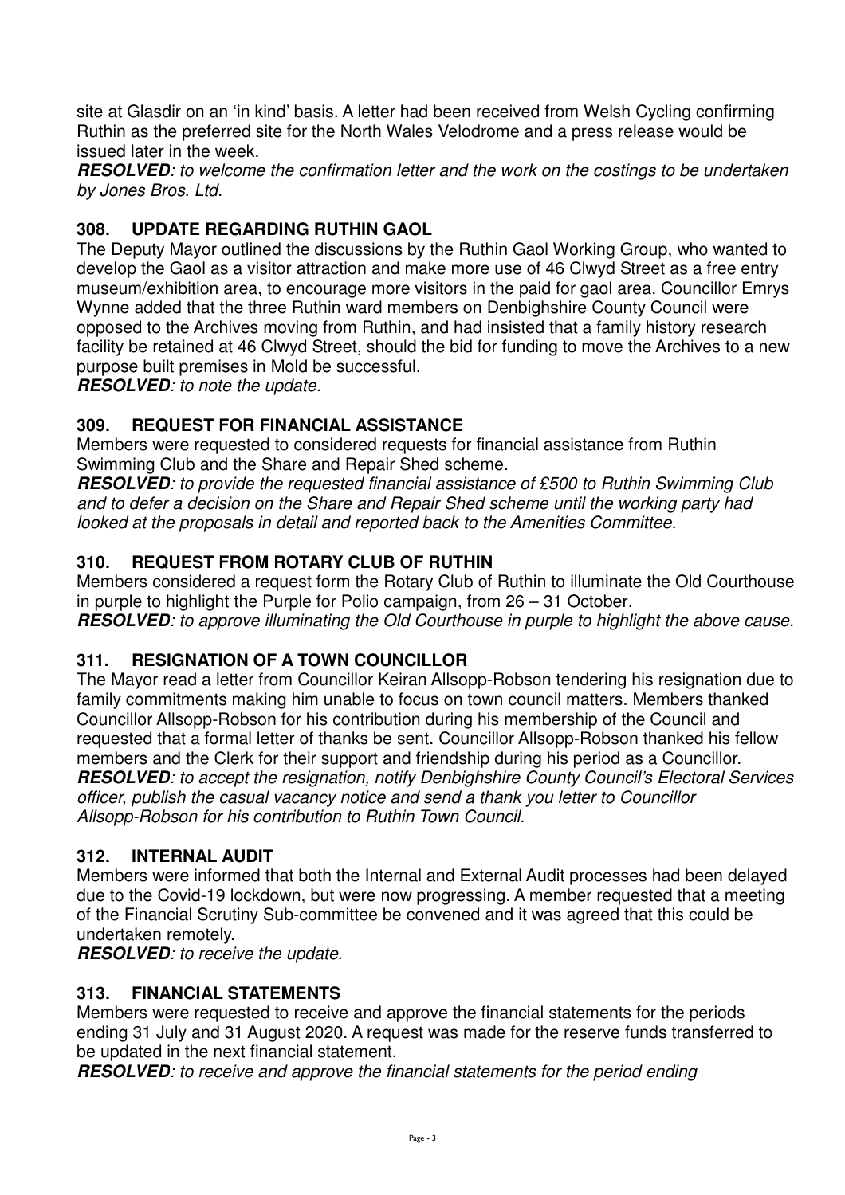site at Glasdir on an 'in kind' basis. A letter had been received from Welsh Cycling confirming Ruthin as the preferred site for the North Wales Velodrome and a press release would be issued later in the week.

***RESOLVED**: to welcome the confirmation letter and the work on the costings to be undertaken by Jones Bros. Ltd.*

### 308. UPDATE REGARDING RUTHIN GAOL

The Deputy Mayor outlined the discussions by the Ruthin Gaol Working Group, who wanted to develop the Gaol as a visitor attraction and make more use of 46 Clwyd Street as a free entry museum/exhibition area, to encourage more visitors in the paid for gaol area. Councillor Emrys Wynne added that the three Ruthin ward members on Denbighshire County Council were opposed to the Archives moving from Ruthin, and had insisted that a family history research facility be retained at 46 Clwyd Street, should the bid for funding to move the Archives to a new purpose built premises in Mold be successful.

***RESOLVED**: to note the update.*

### 309. REQUEST FOR FINANCIAL ASSISTANCE

Members were requested to considered requests for financial assistance from Ruthin Swimming Club and the Share and Repair Shed scheme.

***RESOLVED**: to provide the requested financial assistance of £500 to Ruthin Swimming Club and to defer a decision on the Share and Repair Shed scheme until the working party had looked at the proposals in detail and reported back to the Amenities Committee.*

### 310. REQUEST FROM ROTARY CLUB OF RUTHIN

Members considered a request form the Rotary Club of Ruthin to illuminate the Old Courthouse in purple to highlight the Purple for Polio campaign, from 26 – 31 October.

***RESOLVED**: to approve illuminating the Old Courthouse in purple to highlight the above cause.*

### 311. RESIGNATION OF A TOWN COUNCILLOR

The Mayor read a letter from Councillor Keiran Allsopp-Robson tendering his resignation due to family commitments making him unable to focus on town council matters. Members thanked Councillor Allsopp-Robson for his contribution during his membership of the Council and requested that a formal letter of thanks be sent. Councillor Allsopp-Robson thanked his fellow members and the Clerk for their support and friendship during his period as a Councillor.

***RESOLVED**: to accept the resignation, notify Denbighshire County Council's Electoral Services officer, publish the casual vacancy notice and send a thank you letter to Councillor Allsopp-Robson for his contribution to Ruthin Town Council.*

### 312. INTERNAL AUDIT

Members were informed that both the Internal and External Audit processes had been delayed due to the Covid-19 lockdown, but were now progressing. A member requested that a meeting of the Financial Scrutiny Sub-committee be convened and it was agreed that this could be undertaken remotely.

***RESOLVED**: to receive the update.*

### 313. FINANCIAL STATEMENTS

Members were requested to receive and approve the financial statements for the periods ending 31 July and 31 August 2020. A request was made for the reserve funds transferred to be updated in the next financial statement.

***RESOLVED**: to receive and approve the financial statements for the period ending*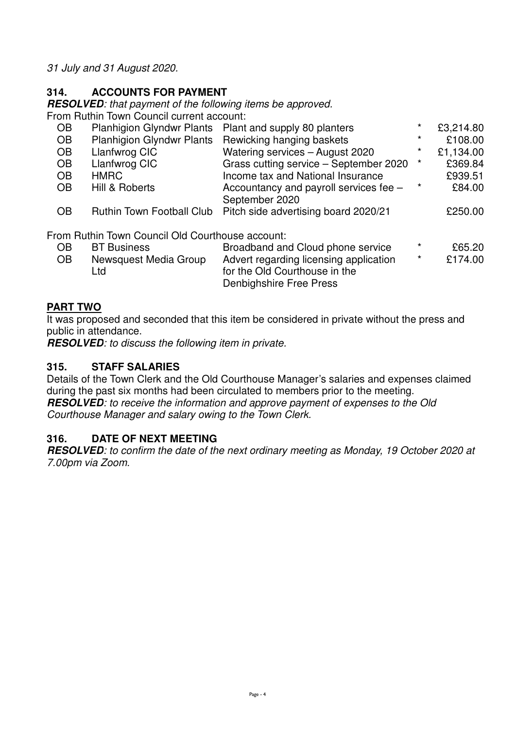*31 July and 31 August 2020.*

## 314. ACCOUNTS FOR PAYMENT

***RESOLVED**: that payment of the following items be approved.*

From Ruthin Town Council current account:

| | | | | |
|---|---|---|---|---|
| OB | Planhigion Glyndwr Plants | Plant and supply 80 planters | * | £3,214.80 |
| OB | Planhigion Glyndwr Plants | Rewicking hanging baskets | * | £108.00 |
| OB | Llanfwrog CIC | Watering services – August 2020 | * | £1,134.00 |
| OB | Llanfwrog CIC | Grass cutting service – September 2020 | * | £369.84 |
| OB | HMRC | Income tax and National Insurance | | £939.51 |
| OB | Hill & Roberts | Accountancy and payroll services fee – September 2020 | * | £84.00 |
| OB | Ruthin Town Football Club | Pitch side advertising board 2020/21 | | £250.00 |

From Ruthin Town Council Old Courthouse account:

| | | | | |
|---|---|---|---|---|
| OB | BT Business | Broadband and Cloud phone service | * | £65.20 |
| OB | Newsquest Media Group Ltd | Advert regarding licensing application for the Old Courthouse in the Denbighshire Free Press | * | £174.00 |

## PART TWO

It was proposed and seconded that this item be considered in private without the press and public in attendance.

***RESOLVED**: to discuss the following item in private.*

## 315. STAFF SALARIES

Details of the Town Clerk and the Old Courthouse Manager's salaries and expenses claimed during the past six months had been circulated to members prior to the meeting.

***RESOLVED**: to receive the information and approve payment of expenses to the Old Courthouse Manager and salary owing to the Town Clerk.*

## 316. DATE OF NEXT MEETING

***RESOLVED**: to confirm the date of the next ordinary meeting as Monday, 19 October 2020 at 7.00pm via Zoom.*